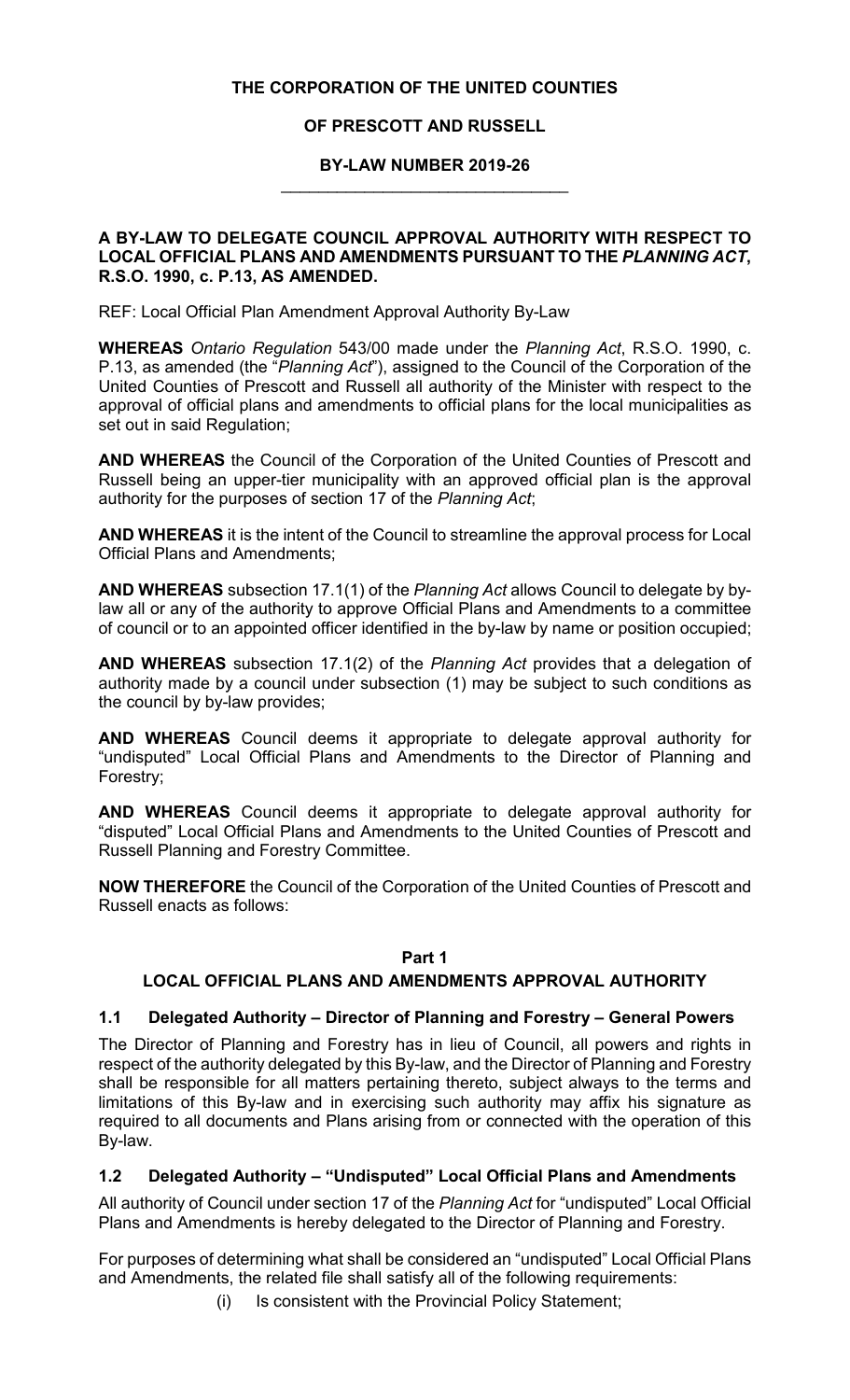**THE CORPORATION OF THE UNITED COUNTIES**

**OF PRESCOTT AND RUSSELL**

**BY-LAW NUMBER 2019-26**

---

**A BY-LAW TO DELEGATE COUNCIL APPROVAL AUTHORITY WITH RESPECT TO LOCAL OFFICIAL PLANS AND AMENDMENTS PURSUANT TO THE *PLANNING ACT*, R.S.O. 1990, c. P.13, AS AMENDED.**

REF: Local Official Plan Amendment Approval Authority By-Law

**WHEREAS** *Ontario Regulation* 543/00 made under the *Planning Act*, R.S.O. 1990, c. P.13, as amended (the "*Planning Act*"), assigned to the Council of the Corporation of the United Counties of Prescott and Russell all authority of the Minister with respect to the approval of official plans and amendments to official plans for the local municipalities as set out in said Regulation;

**AND WHEREAS** the Council of the Corporation of the United Counties of Prescott and Russell being an upper-tier municipality with an approved official plan is the approval authority for the purposes of section 17 of the *Planning Act*;

**AND WHEREAS** it is the intent of the Council to streamline the approval process for Local Official Plans and Amendments;

**AND WHEREAS** subsection 17.1(1) of the *Planning Act* allows Council to delegate by by-law all or any of the authority to approve Official Plans and Amendments to a committee of council or to an appointed officer identified in the by-law by name or position occupied;

**AND WHEREAS** subsection 17.1(2) of the *Planning Act* provides that a delegation of authority made by a council under subsection (1) may be subject to such conditions as the council by by-law provides;

**AND WHEREAS** Council deems it appropriate to delegate approval authority for "undisputed" Local Official Plans and Amendments to the Director of Planning and Forestry;

**AND WHEREAS** Council deems it appropriate to delegate approval authority for "disputed" Local Official Plans and Amendments to the United Counties of Prescott and Russell Planning and Forestry Committee.

**NOW THEREFORE** the Council of the Corporation of the United Counties of Prescott and Russell enacts as follows:

## Part 1

## LOCAL OFFICIAL PLANS AND AMENDMENTS APPROVAL AUTHORITY

### 1.1 Delegated Authority – Director of Planning and Forestry – General Powers

The Director of Planning and Forestry has in lieu of Council, all powers and rights in respect of the authority delegated by this By-law, and the Director of Planning and Forestry shall be responsible for all matters pertaining thereto, subject always to the terms and limitations of this By-law and in exercising such authority may affix his signature as required to all documents and Plans arising from or connected with the operation of this By-law.

### 1.2 Delegated Authority – "Undisputed" Local Official Plans and Amendments

All authority of Council under section 17 of the *Planning Act* for "undisputed" Local Official Plans and Amendments is hereby delegated to the Director of Planning and Forestry.

For purposes of determining what shall be considered an "undisputed" Local Official Plans and Amendments, the related file shall satisfy all of the following requirements:

(i) Is consistent with the Provincial Policy Statement;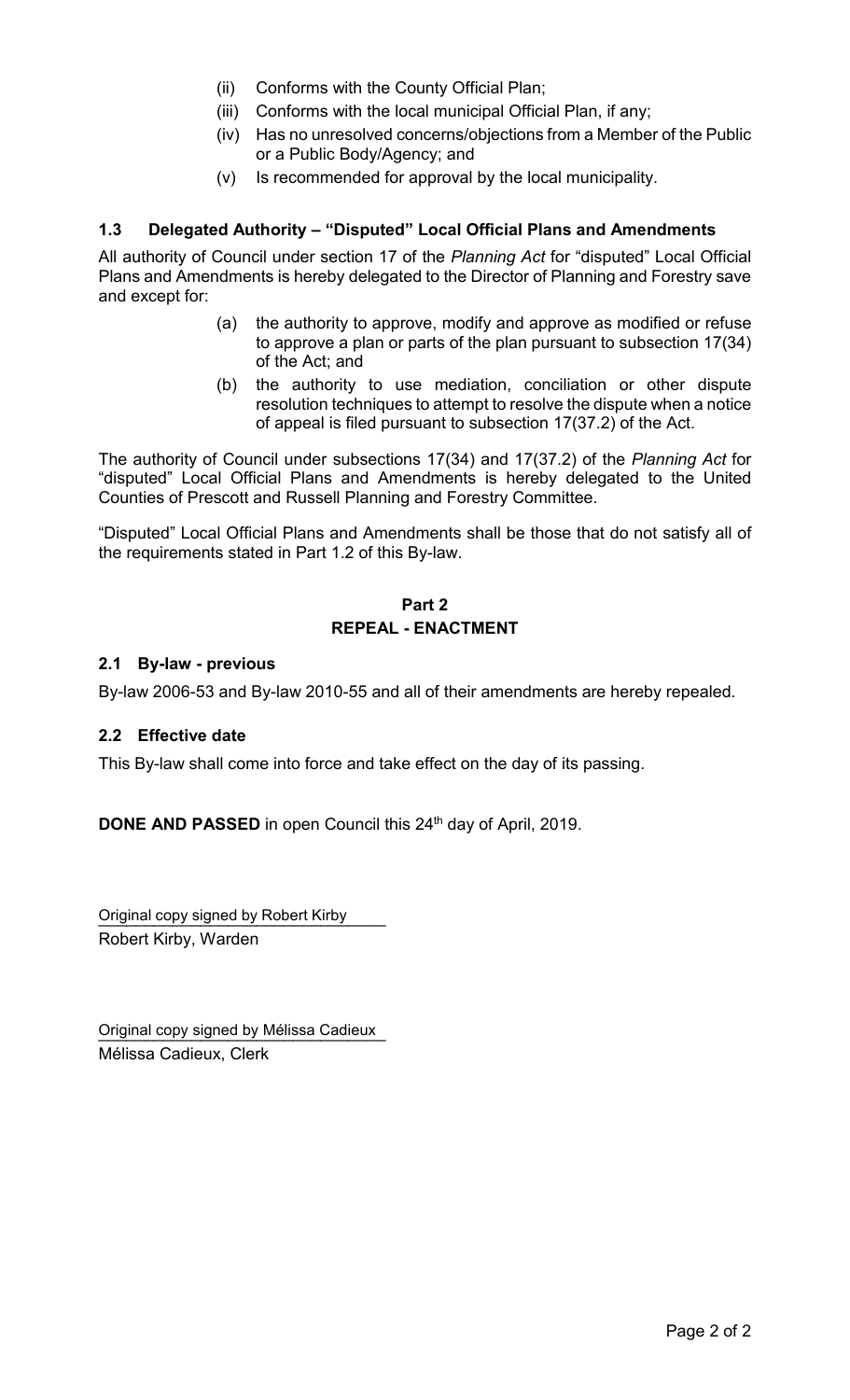(ii) Conforms with the County Official Plan;

(iii) Conforms with the local municipal Official Plan, if any;

(iv) Has no unresolved concerns/objections from a Member of the Public or a Public Body/Agency; and

(v) Is recommended for approval by the local municipality.

### 1.3 Delegated Authority – "Disputed" Local Official Plans and Amendments

All authority of Council under section 17 of the *Planning Act* for "disputed" Local Official Plans and Amendments is hereby delegated to the Director of Planning and Forestry save and except for:

(a) the authority to approve, modify and approve as modified or refuse to approve a plan or parts of the plan pursuant to subsection 17(34) of the Act; and

(b) the authority to use mediation, conciliation or other dispute resolution techniques to attempt to resolve the dispute when a notice of appeal is filed pursuant to subsection 17(37.2) of the Act.

The authority of Council under subsections 17(34) and 17(37.2) of the *Planning Act* for "disputed" Local Official Plans and Amendments is hereby delegated to the United Counties of Prescott and Russell Planning and Forestry Committee.

"Disputed" Local Official Plans and Amendments shall be those that do not satisfy all of the requirements stated in Part 1.2 of this By-law.

## Part 2
## REPEAL - ENACTMENT

### 2.1 By-law - previous

By-law 2006-53 and By-law 2010-55 and all of their amendments are hereby repealed.

### 2.2 Effective date

This By-law shall come into force and take effect on the day of its passing.

**DONE AND PASSED** in open Council this 24th day of April, 2019.

Original copy signed by Robert Kirby
Robert Kirby, Warden

Original copy signed by Mélissa Cadieux
Mélissa Cadieux, Clerk